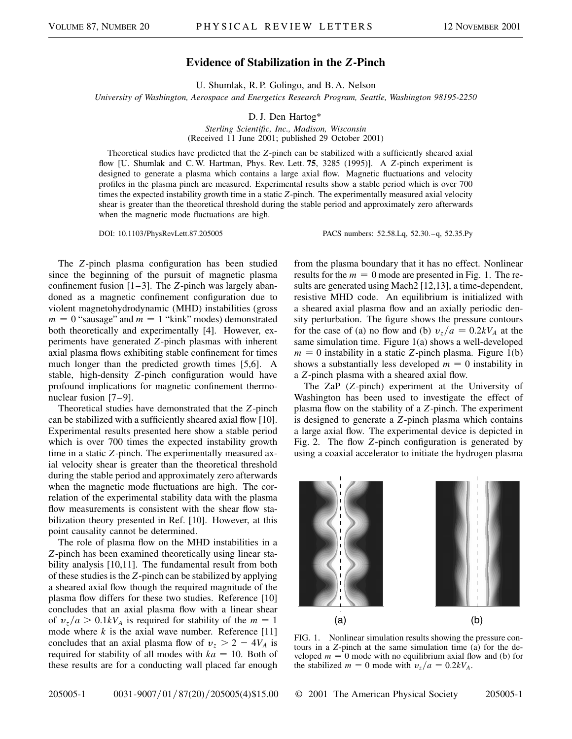# Evidence of Stabilization in the *Z*-Pinch

U. Shumlak, R. P. Golingo, and B. A. Nelson

*University of Washington, Aerospace and Energetics Research Program, Seattle, Washington 98195-2250*

D. J. Den Hartog*

*Sterling Scientific, Inc., Madison, Wisconsin*

(Received 11 June 2001; published 29 October 2001)

Theoretical studies have predicted that the *Z*-pinch can be stabilized with a sufficiently sheared axial flow [U. Shumlak and C. W. Hartman, Phys. Rev. Lett. **75**, 3285 (1995)]. A *Z*-pinch experiment is designed to generate a plasma which contains a large axial flow. Magnetic fluctuations and velocity profiles in the plasma pinch are measured. Experimental results show a stable period which is over 700 times the expected instability growth time in a static *Z*-pinch. The experimentally measured axial velocity shear is greater than the theoretical threshold during the stable period and approximately zero afterwards when the magnetic mode fluctuations are high.

DOI: 10.1103/PhysRevLett.87.205005 PACS numbers: 52.58.Lq, 52.30.–q, 52.35.Py

The *Z*-pinch plasma configuration has been studied since the beginning of the pursuit of magnetic plasma confinement fusion [1–3]. The *Z*-pinch was largely abandoned as a magnetic confinement configuration due to violent magnetohydrodynamic (MHD) instabilities (gross $m = 0$ "sausage" and $m = 1$ "kink" modes) demonstrated both theoretically and experimentally [4]. However, experiments have generated *Z*-pinch plasmas with inherent axial plasma flows exhibiting stable confinement for times much longer than the predicted growth times [5,6]. A stable, high-density *Z*-pinch configuration would have profound implications for magnetic confinement thermonuclear fusion [7–9].

Theoretical studies have demonstrated that the *Z*-pinch can be stabilized with a sufficiently sheared axial flow [10]. Experimental results presented here show a stable period which is over 700 times the expected instability growth time in a static *Z*-pinch. The experimentally measured axial velocity shear is greater than the theoretical threshold during the stable period and approximately zero afterwards when the magnetic mode fluctuations are high. The correlation of the experimental stability data with the plasma flow measurements is consistent with the shear flow stabilization theory presented in Ref. [10]. However, at this point causality cannot be determined.

The role of plasma flow on the MHD instabilities in a *Z*-pinch has been examined theoretically using linear stability analysis [10,11]. The fundamental result from both of these studies is the *Z*-pinch can be stabilized by applying a sheared axial flow though the required magnitude of the plasma flow differs for these two studies. Reference [10] concludes that an axial plasma flow with a linear shear of $v_z/a > 0.1kV_A$ is required for stability of the $m = 1$ mode where $k$ is the axial wave number. Reference [11] concludes that an axial plasma flow of $v_z > 2 - 4V_A$ is required for stability of all modes with $ka = 10$. Both of these results are for a conducting wall placed far enough from the plasma boundary that it has no effect. Nonlinear results for the $m = 0$ mode are presented in Fig. 1. The results are generated using Mach2 [12,13], a time-dependent, resistive MHD code. An equilibrium is initialized with a sheared axial plasma flow and an axially periodic density perturbation. The figure shows the pressure contours for the case of (a) no flow and (b) $v_z/a = 0.2kV_A$ at the same simulation time. Figure 1(a) shows a well-developed $m = 0$ instability in a static *Z*-pinch plasma. Figure 1(b) shows a substantially less developed $m = 0$ instability in a *Z*-pinch plasma with a sheared axial flow.

The ZaP (*Z*-pinch) experiment at the University of Washington has been used to investigate the effect of plasma flow on the stability of a *Z*-pinch. The experiment is designed to generate a *Z*-pinch plasma which contains a large axial flow. The experimental device is depicted in Fig. 2. The flow *Z*-pinch configuration is generated by using a coaxial accelerator to initiate the hydrogen plasma

FIG. 1. Nonlinear simulation results showing the pressure contours in a *Z*-pinch at the same simulation time (a) for the developed $m = 0$ mode with no equilibrium axial flow and (b) for the stabilized $m = 0$ mode with $v_z/a = 0.2kV_A$.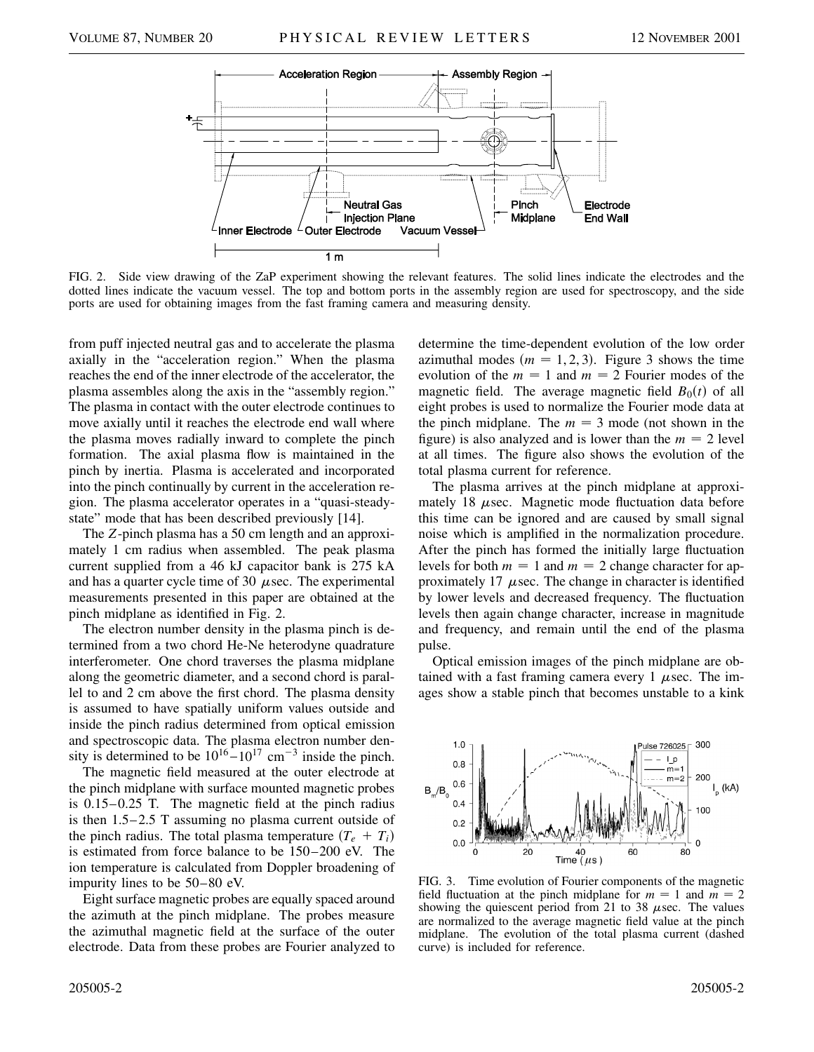FIG. 2. Side view drawing of the ZaP experiment showing the relevant features. The solid lines indicate the electrodes and the dotted lines indicate the vacuum vessel. The top and bottom ports in the assembly region are used for spectroscopy, and the side ports are used for obtaining images from the fast framing camera and measuring density.

from puff injected neutral gas and to accelerate the plasma axially in the "acceleration region." When the plasma reaches the end of the inner electrode of the accelerator, the plasma assembles along the axis in the "assembly region." The plasma in contact with the outer electrode continues to move axially until it reaches the electrode end wall where the plasma moves radially inward to complete the pinch formation. The axial plasma flow is maintained in the pinch by inertia. Plasma is accelerated and incorporated into the pinch continually by current in the acceleration region. The plasma accelerator operates in a "quasi-steady-state" mode that has been described previously [14].

The $Z$-pinch plasma has a 50 cm length and an approximately 1 cm radius when assembled. The peak plasma current supplied from a 46 kJ capacitor bank is 275 kA and has a quarter cycle time of 30 $\mu$sec. The experimental measurements presented in this paper are obtained at the pinch midplane as identified in Fig. 2.

The electron number density in the plasma pinch is determined from a two chord He-Ne heterodyne quadrature interferometer. One chord traverses the plasma midplane along the geometric diameter, and a second chord is parallel to and 2 cm above the first chord. The plasma density is assumed to have spatially uniform values outside and inside the pinch radius determined from optical emission and spectroscopic data. The plasma electron number density is determined to be $10^{16}$–$10^{17}$ cm$^{-3}$ inside the pinch.

The magnetic field measured at the outer electrode at the pinch midplane with surface mounted magnetic probes is 0.15–0.25 T. The magnetic field at the pinch radius is then 1.5–2.5 T assuming no plasma current outside of the pinch radius. The total plasma temperature ($T_e + T_i$) is estimated from force balance to be 150–200 eV. The ion temperature is calculated from Doppler broadening of impurity lines to be 50–80 eV.

Eight surface magnetic probes are equally spaced around the azimuth at the pinch midplane. The probes measure the azimuthal magnetic field at the surface of the outer electrode. Data from these probes are Fourier analyzed to determine the time-dependent evolution of the low order azimuthal modes ($m = 1, 2, 3$). Figure 3 shows the time evolution of the $m = 1$ and $m = 2$ Fourier modes of the magnetic field. The average magnetic field $B_0(t)$ of all eight probes is used to normalize the Fourier mode data at the pinch midplane. The $m = 3$ mode (not shown in the figure) is also analyzed and is lower than the $m = 2$ level at all times. The figure also shows the evolution of the total plasma current for reference.

The plasma arrives at the pinch midplane at approximately 18 $\mu$sec. Magnetic mode fluctuation data before this time can be ignored and are caused by small signal noise which is amplified in the normalization procedure. After the pinch has formed the initially large fluctuation levels for both $m = 1$ and $m = 2$ change character for approximately 17 $\mu$sec. The change in character is identified by lower levels and decreased frequency. The fluctuation levels then again change character, increase in magnitude and frequency, and remain until the end of the plasma pulse.

Optical emission images of the pinch midplane are obtained with a fast framing camera every 1 $\mu$sec. The images show a stable pinch that becomes unstable to a kink

FIG. 3. Time evolution of Fourier components of the magnetic field fluctuation at the pinch midplane for $m = 1$ and $m = 2$ showing the quiescent period from 21 to 38 $\mu$sec. The values are normalized to the average magnetic field value at the pinch midplane. The evolution of the total plasma current (dashed curve) is included for reference.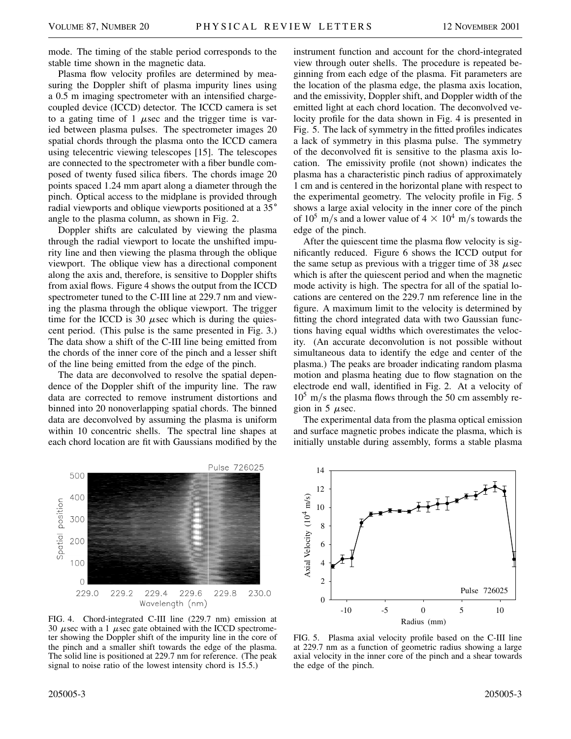mode. The timing of the stable period corresponds to the stable time shown in the magnetic data.

Plasma flow velocity profiles are determined by measuring the Doppler shift of plasma impurity lines using a 0.5 m imaging spectrometer with an intensified charge-coupled device (ICCD) detector. The ICCD camera is set to a gating time of 1 $\mu$sec and the trigger time is varied between plasma pulses. The spectrometer images 20 spatial chords through the plasma onto the ICCD camera using telecentric viewing telescopes [15]. The telescopes are connected to the spectrometer with a fiber bundle composed of twenty fused silica fibers. The chords image 20 points spaced 1.24 mm apart along a diameter through the pinch. Optical access to the midplane is provided through radial viewports and oblique viewports positioned at a 35° angle to the plasma column, as shown in Fig. 2.

Doppler shifts are calculated by viewing the plasma through the radial viewport to locate the unshifted impurity line and then viewing the plasma through the oblique viewport. The oblique view has a directional component along the axis and, therefore, is sensitive to Doppler shifts from axial flows. Figure 4 shows the output from the ICCD spectrometer tuned to the C-III line at 229.7 nm and viewing the plasma through the oblique viewport. The trigger time for the ICCD is 30 $\mu$sec which is during the quiescent period. (This pulse is the same presented in Fig. 3.) The data show a shift of the C-III line being emitted from the chords of the inner core of the pinch and a lesser shift of the line being emitted from the edge of the pinch.

The data are deconvolved to resolve the spatial dependence of the Doppler shift of the impurity line. The raw data are corrected to remove instrument distortions and binned into 20 nonoverlapping spatial chords. The binned data are deconvolved by assuming the plasma is uniform within 10 concentric shells. The spectral line shapes at each chord location are fit with Gaussians modified by the instrument function and account for the chord-integrated view through outer shells. The procedure is repeated beginning from each edge of the plasma. Fit parameters are the location of the plasma edge, the plasma axis location, and the emissivity, Doppler shift, and Doppler width of the emitted light at each chord location. The deconvolved velocity profile for the data shown in Fig. 4 is presented in Fig. 5. The lack of symmetry in the fitted profiles indicates a lack of symmetry in this plasma pulse. The symmetry of the deconvolved fit is sensitive to the plasma axis location. The emissivity profile (not shown) indicates the plasma has a characteristic pinch radius of approximately 1 cm and is centered in the horizontal plane with respect to the experimental geometry. The velocity profile in Fig. 5 shows a large axial velocity in the inner core of the pinch of $10^5$ m/s and a lower value of $4 \times 10^4$ m/s towards the edge of the pinch.

After the quiescent time the plasma flow velocity is significantly reduced. Figure 6 shows the ICCD output for the same setup as previous with a trigger time of 38 $\mu$sec which is after the quiescent period and when the magnetic mode activity is high. The spectra for all of the spatial locations are centered on the 229.7 nm reference line in the figure. A maximum limit to the velocity is determined by fitting the chord integrated data with two Gaussian functions having equal widths which overestimates the velocity. (An accurate deconvolution is not possible without simultaneous data to identify the edge and center of the plasma.) The peaks are broader indicating random plasma motion and plasma heating due to flow stagnation on the electrode end wall, identified in Fig. 2. At a velocity of $10^5$ m/s the plasma flows through the 50 cm assembly region in 5 $\mu$sec.

The experimental data from the plasma optical emission and surface magnetic probes indicate the plasma, which is initially unstable during assembly, forms a stable plasma

FIG. 4. Chord-integrated C-III line (229.7 nm) emission at 30 $\mu$sec with a 1 $\mu$sec gate obtained with the ICCD spectrometer showing the Doppler shift of the impurity line in the core of the pinch and a smaller shift towards the edge of the plasma. The solid line is positioned at 229.7 nm for reference. (The peak signal to noise ratio of the lowest intensity chord is 15.5.)

FIG. 5. Plasma axial velocity profile based on the C-III line at 229.7 nm as a function of geometric radius showing a large axial velocity in the inner core of the pinch and a shear towards the edge of the pinch.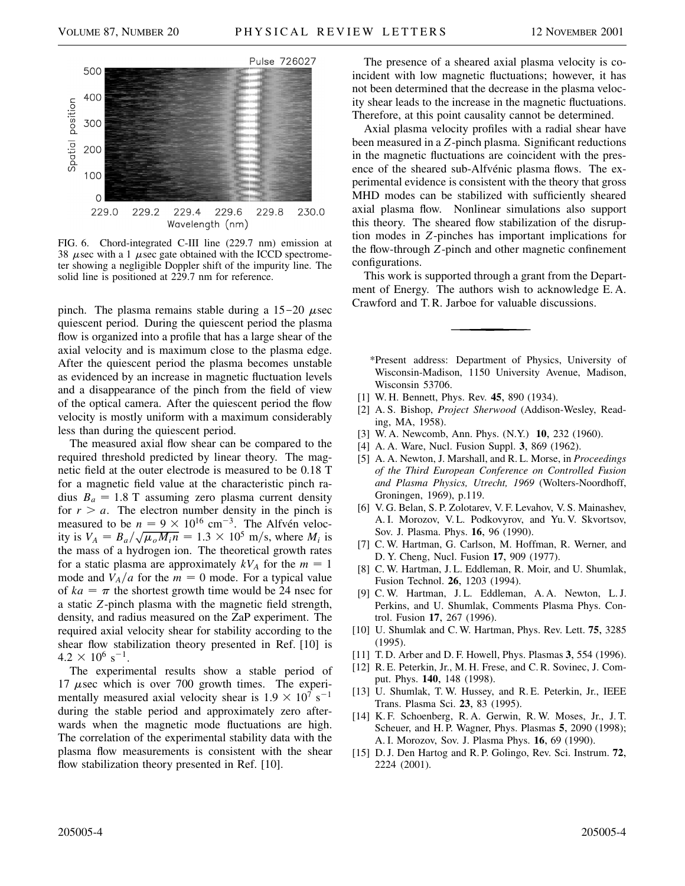Pulse 726027

Spatial position

500

400

300

200

100

0

229.0 229.2 229.4 229.6 229.8 230.0

Wavelength (nm)

FIG. 6. Chord-integrated C-III line (229.7 nm) emission at 38 $\mu$sec with a 1 $\mu$sec gate obtained with the ICCD spectrometer showing a negligible Doppler shift of the impurity line. The solid line is positioned at 229.7 nm for reference.

pinch. The plasma remains stable during a 15–20 $\mu$sec quiescent period. During the quiescent period the plasma flow is organized into a profile that has a large shear of the axial velocity and is maximum close to the plasma edge. After the quiescent period the plasma becomes unstable as evidenced by an increase in magnetic fluctuation levels and a disappearance of the pinch from the field of view of the optical camera. After the quiescent period the flow velocity is mostly uniform with a maximum considerably less than during the quiescent period.

The measured axial flow shear can be compared to the required threshold predicted by linear theory. The magnetic field at the outer electrode is measured to be 0.18 T for a magnetic field value at the characteristic pinch radius $B_a = 1.8$ T assuming zero plasma current density for $r > a$. The electron number density in the pinch is measured to be $n = 9 \times 10^{16}$ cm$^{-3}$. The Alfvén velocity is $V_A = B_a/\sqrt{\mu_o M_i n} = 1.3 \times 10^5$ m/s, where $M_i$ is the mass of a hydrogen ion. The theoretical growth rates for a static plasma are approximately $kV_A$ for the $m = 1$ mode and $V_A/a$ for the $m = 0$ mode. For a typical value of $ka = \pi$ the shortest growth time would be 24 nsec for a static $Z$-pinch plasma with the magnetic field strength, density, and radius measured on the ZaP experiment. The required axial velocity shear for stability according to the shear flow stabilization theory presented in Ref. [10] is $4.2 \times 10^6$ s$^{-1}$.

The experimental results show a stable period of 17 $\mu$sec which is over 700 growth times. The experimentally measured axial velocity shear is $1.9 \times 10^7$ s$^{-1}$ during the stable period and approximately zero afterwards when the magnetic mode fluctuations are high. The correlation of the experimental stability data with the plasma flow measurements is consistent with the shear flow stabilization theory presented in Ref. [10].

The presence of a sheared axial plasma velocity is coincident with low magnetic fluctuations; however, it has not been determined that the decrease in the plasma velocity shear leads to the increase in the magnetic fluctuations. Therefore, at this point causality cannot be determined.

Axial plasma velocity profiles with a radial shear have been measured in a $Z$-pinch plasma. Significant reductions in the magnetic fluctuations are coincident with the presence of the sheared sub-Alfvénic plasma flows. The experimental evidence is consistent with the theory that gross MHD modes can be stabilized with sufficiently sheared axial plasma flow. Nonlinear simulations also support this theory. The sheared flow stabilization of the disruption modes in $Z$-pinches has important implications for the flow-through $Z$-pinch and other magnetic confinement configurations.

This work is supported through a grant from the Department of Energy. The authors wish to acknowledge E. A. Crawford and T. R. Jarboe for valuable discussions.

---

*Present address: Department of Physics, University of Wisconsin-Madison, 1150 University Avenue, Madison, Wisconsin 53706.

[1] W. H. Bennett, Phys. Rev. **45**, 890 (1934).

[2] A. S. Bishop, *Project Sherwood* (Addison-Wesley, Reading, MA, 1958).

[3] W. A. Newcomb, Ann. Phys. (N.Y.) **10**, 232 (1960).

[4] A. A. Ware, Nucl. Fusion Suppl. **3**, 869 (1962).

[5] A. A. Newton, J. Marshall, and R. L. Morse, in *Proceedings of the Third European Conference on Controlled Fusion and Plasma Physics, Utrecht, 1969* (Wolters-Noordhoff, Groningen, 1969), p.119.

[6] V. G. Belan, S. P. Zolotarev, V. F. Levahov, V. S. Mainashev, A. I. Morozov, V. L. Podkovyrov, and Yu. V. Skvortsov, Sov. J. Plasma. Phys. **16**, 96 (1990).

[7] C. W. Hartman, G. Carlson, M. Hoffman, R. Werner, and D. Y. Cheng, Nucl. Fusion **17**, 909 (1977).

[8] C. W. Hartman, J. L. Eddleman, R. Moir, and U. Shumlak, Fusion Technol. **26**, 1203 (1994).

[9] C. W. Hartman, J. L. Eddleman, A. A. Newton, L. J. Perkins, and U. Shumlak, Comments Plasma Phys. Control. Fusion **17**, 267 (1996).

[10] U. Shumlak and C. W. Hartman, Phys. Rev. Lett. **75**, 3285 (1995).

[11] T. D. Arber and D. F. Howell, Phys. Plasmas **3**, 554 (1996).

[12] R. E. Peterkin, Jr., M. H. Frese, and C. R. Sovinec, J. Comput. Phys. **140**, 148 (1998).

[13] U. Shumlak, T. W. Hussey, and R. E. Peterkin, Jr., IEEE Trans. Plasma Sci. **23**, 83 (1995).

[14] K. F. Schoenberg, R. A. Gerwin, R. W. Moses, Jr., J. T. Scheuer, and H. P. Wagner, Phys. Plasmas **5**, 2090 (1998); A. I. Morozov, Sov. J. Plasma Phys. **16**, 69 (1990).

[15] D. J. Den Hartog and R. P. Golingo, Rev. Sci. Instrum. **72**, 2224 (2001).